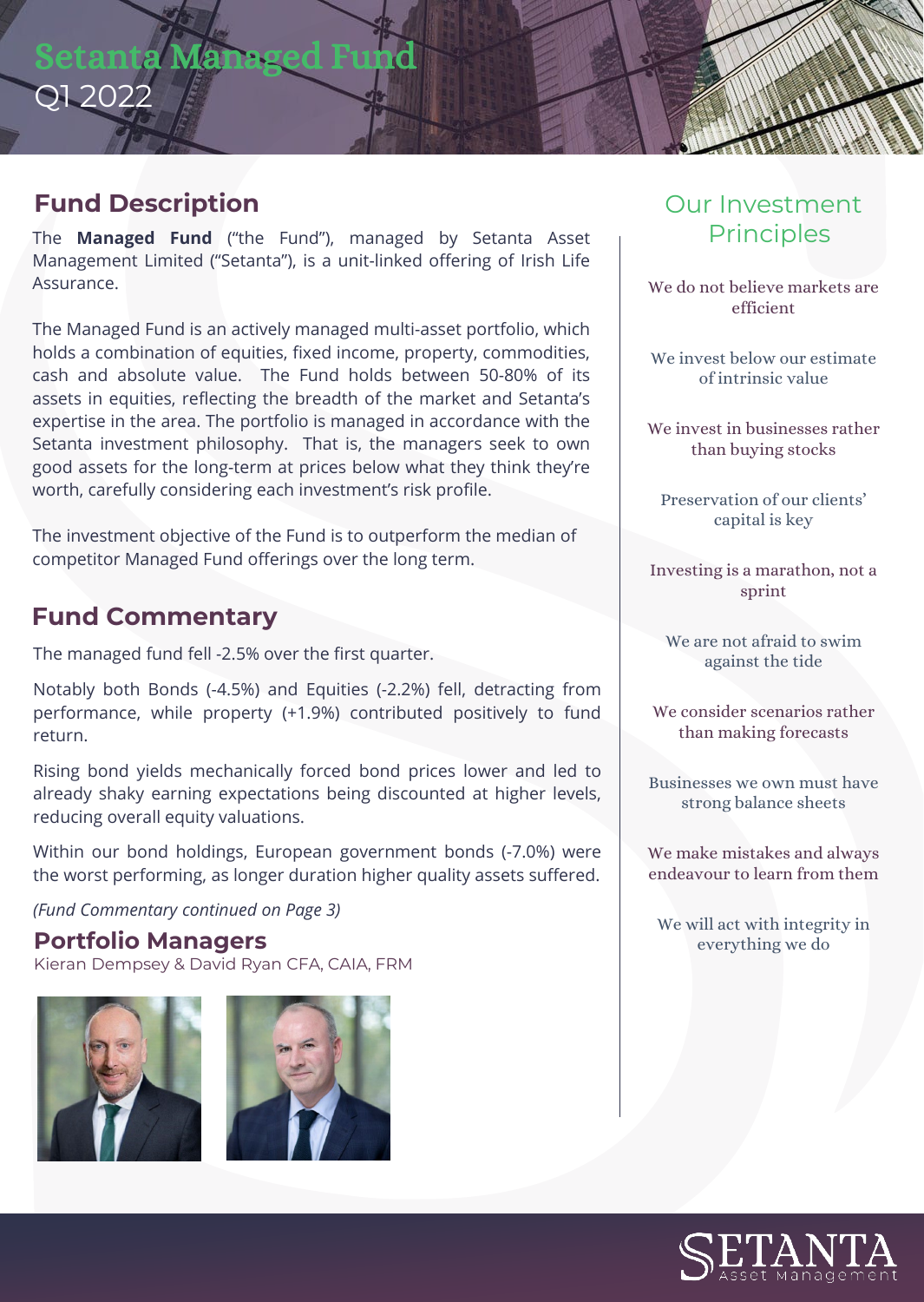# Setanta Managed Fund

Q1 2022

## Fund Description

The **Managed Fund** ("the Fund"), managed by Setanta Asset Management Limited ("Setanta"), is a unit-linked offering of Irish Life Assurance.

The Managed Fund is an actively managed multi-asset portfolio, which holds a combination of equities, fixed income, property, commodities, cash and absolute value. The Fund holds between 50-80% of its assets in equities, reflecting the breadth of the market and Setanta's expertise in the area. The portfolio is managed in accordance with the Setanta investment philosophy. That is, the managers seek to own good assets for the long-term at prices below what they think they're worth, carefully considering each investment's risk profile.

The investment objective of the Fund is to outperform the median of competitor Managed Fund offerings over the long term.

## Fund Commentary

The managed fund fell -2.5% over the first quarter.

Notably both Bonds (-4.5%) and Equities (-2.2%) fell, detracting from performance, while property (+1.9%) contributed positively to fund return.

Rising bond yields mechanically forced bond prices lower and led to already shaky earning expectations being discounted at higher levels, reducing overall equity valuations.

Within our bond holdings, European government bonds (-7.0%) were the worst performing, as longer duration higher quality assets suffered.

*(Fund Commentary continued on Page 3)*

## Portfolio Managers

Kieran Dempsey & David Ryan CFA, CAIA, FRM

## Our Investment Principles

We do not believe markets are efficient

We invest below our estimate of intrinsic value

We invest in businesses rather than buying stocks

Preservation of our clients' capital is key

Investing is a marathon, not a sprint

We are not afraid to swim against the tide

We consider scenarios rather than making forecasts

Businesses we own must have strong balance sheets

We make mistakes and always endeavour to learn from them

We will act with integrity in everything we do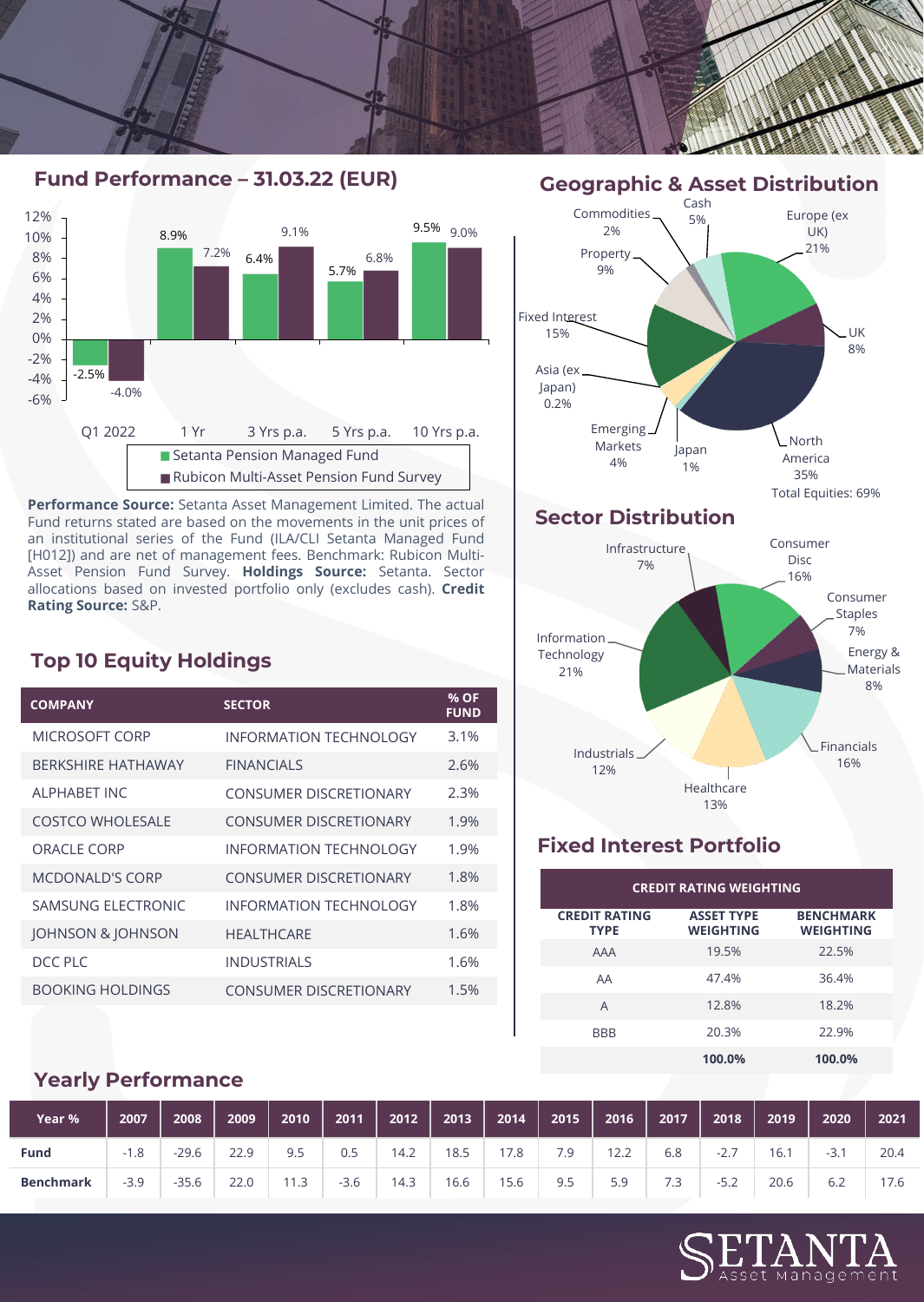## Fund Performance – 31.03.22 (EUR)

| | Q1 2022 | 1 Yr | 3 Yrs p.a. | 5 Yrs p.a. | 10 Yrs p.a. |
|---|---|---|---|---|---|
| Setanta Pension Managed Fund | -2.5% | 8.9% | 6.4% | 5.7% | 9.5% |
| Rubicon Multi-Asset Pension Fund Survey | -4.0% | 7.2% | 9.1% | 6.8% | 9.0% |

**Performance Source:** Setanta Asset Management Limited. The actual Fund returns stated are based on the movements in the unit prices of an institutional series of the Fund (ILA/CLI Setanta Managed Fund [H012]) and are net of management fees. Benchmark: Rubicon Multi-Asset Pension Fund Survey. **Holdings Source:** Setanta. Sector allocations based on invested portfolio only (excludes cash). **Credit Rating Source:** S&P.

## Top 10 Equity Holdings

| COMPANY | SECTOR | % OF FUND |
|---|---|---|
| MICROSOFT CORP | INFORMATION TECHNOLOGY | 3.1% |
| BERKSHIRE HATHAWAY | FINANCIALS | 2.6% |
| ALPHABET INC | CONSUMER DISCRETIONARY | 2.3% |
| COSTCO WHOLESALE | CONSUMER DISCRETIONARY | 1.9% |
| ORACLE CORP | INFORMATION TECHNOLOGY | 1.9% |
| MCDONALD'S CORP | CONSUMER DISCRETIONARY | 1.8% |
| SAMSUNG ELECTRONIC | INFORMATION TECHNOLOGY | 1.8% |
| JOHNSON & JOHNSON | HEALTHCARE | 1.6% |
| DCC PLC | INDUSTRIALS | 1.6% |
| BOOKING HOLDINGS | CONSUMER DISCRETIONARY | 1.5% |

## Geographic & Asset Distribution

| Region / Asset | % |
|---|---|
| Europe (ex UK) | 21% |
| UK | 8% |
| North America | 35% |
| Japan | 1% |
| Emerging Markets | 4% |
| Asia (ex Japan) | 0.2% |
| Fixed Interest | 15% |
| Property | 9% |
| Commodities | 2% |
| Cash | 5% |

Total Equities: 69%

## Sector Distribution

| Sector | % |
|---|---|
| Consumer Disc | 16% |
| Consumer Staples | 7% |
| Energy & Materials | 8% |
| Financials | 16% |
| Healthcare | 13% |
| Industrials | 12% |
| Information Technology | 21% |
| Infrastructure | 7% |

## Fixed Interest Portfolio

| CREDIT RATING WEIGHTING | | |
|---|---|---|
| **CREDIT RATING TYPE** | **ASSET TYPE WEIGHTING** | **BENCHMARK WEIGHTING** |
| AAA | 19.5% | 22.5% |
| AA | 47.4% | 36.4% |
| A | 12.8% | 18.2% |
| BBB | 20.3% | 22.9% |
| | **100.0%** | **100.0%** |

## Yearly Performance

| Year % | 2007 | 2008 | 2009 | 2010 | 2011 | 2012 | 2013 | 2014 | 2015 | 2016 | 2017 | 2018 | 2019 | 2020 | 2021 |
|---|---|---|---|---|---|---|---|---|---|---|---|---|---|---|---|
| **Fund** | -1.8 | -29.6 | 22.9 | 9.5 | 0.5 | 14.2 | 18.5 | 17.8 | 7.9 | 12.2 | 6.8 | -2.7 | 16.1 | -3.1 | 20.4 |
| **Benchmark** | -3.9 | -35.6 | 22.0 | 11.3 | -3.6 | 14.3 | 16.6 | 15.6 | 9.5 | 5.9 | 7.3 | -5.2 | 20.6 | 6.2 | 17.6 |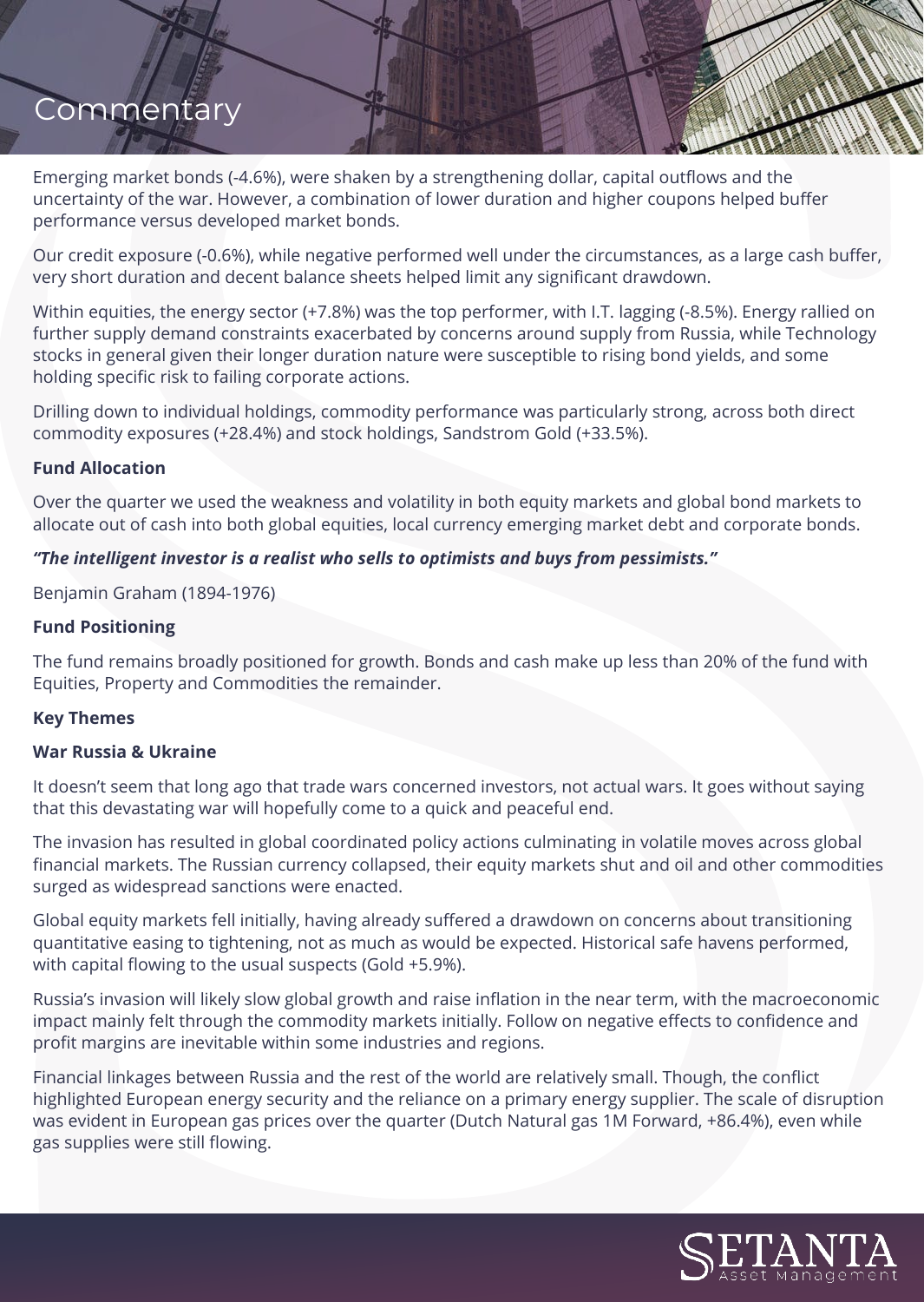# Commentary

Emerging market bonds (-4.6%), were shaken by a strengthening dollar, capital outflows and the uncertainty of the war. However, a combination of lower duration and higher coupons helped buffer performance versus developed market bonds.

Our credit exposure (-0.6%), while negative performed well under the circumstances, as a large cash buffer, very short duration and decent balance sheets helped limit any significant drawdown.

Within equities, the energy sector (+7.8%) was the top performer, with I.T. lagging (-8.5%). Energy rallied on further supply demand constraints exacerbated by concerns around supply from Russia, while Technology stocks in general given their longer duration nature were susceptible to rising bond yields, and some holding specific risk to failing corporate actions.

Drilling down to individual holdings, commodity performance was particularly strong, across both direct commodity exposures (+28.4%) and stock holdings, Sandstrom Gold (+33.5%).

**Fund Allocation**

Over the quarter we used the weakness and volatility in both equity markets and global bond markets to allocate out of cash into both global equities, local currency emerging market debt and corporate bonds.

***"The intelligent investor is a realist who sells to optimists and buys from pessimists."***

Benjamin Graham (1894-1976)

**Fund Positioning**

The fund remains broadly positioned for growth. Bonds and cash make up less than 20% of the fund with Equities, Property and Commodities the remainder.

**Key Themes**

**War Russia & Ukraine**

It doesn't seem that long ago that trade wars concerned investors, not actual wars. It goes without saying that this devastating war will hopefully come to a quick and peaceful end.

The invasion has resulted in global coordinated policy actions culminating in volatile moves across global financial markets. The Russian currency collapsed, their equity markets shut and oil and other commodities surged as widespread sanctions were enacted.

Global equity markets fell initially, having already suffered a drawdown on concerns about transitioning quantitative easing to tightening, not as much as would be expected. Historical safe havens performed, with capital flowing to the usual suspects (Gold +5.9%).

Russia's invasion will likely slow global growth and raise inflation in the near term, with the macroeconomic impact mainly felt through the commodity markets initially. Follow on negative effects to confidence and profit margins are inevitable within some industries and regions.

Financial linkages between Russia and the rest of the world are relatively small. Though, the conflict highlighted European energy security and the reliance on a primary energy supplier. The scale of disruption was evident in European gas prices over the quarter (Dutch Natural gas 1M Forward, +86.4%), even while gas supplies were still flowing.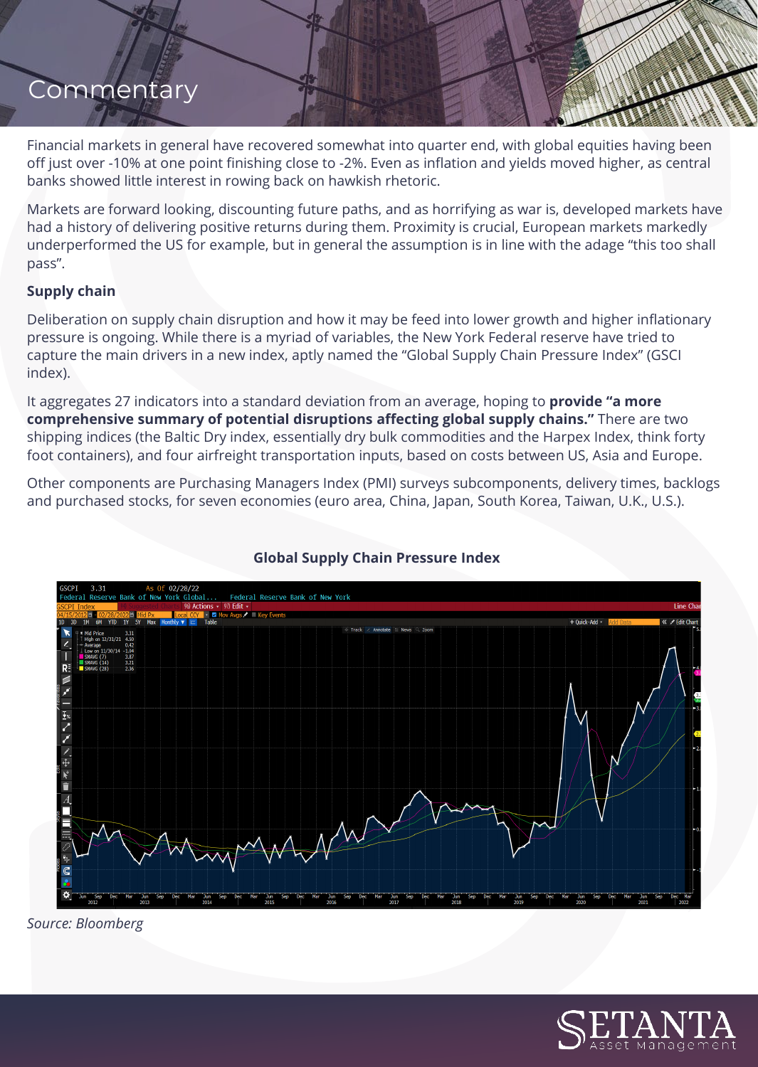# Commentary

Financial markets in general have recovered somewhat into quarter end, with global equities having been off just over -10% at one point finishing close to -2%. Even as inflation and yields moved higher, as central banks showed little interest in rowing back on hawkish rhetoric.

Markets are forward looking, discounting future paths, and as horrifying as war is, developed markets have had a history of delivering positive returns during them. Proximity is crucial, European markets markedly underperformed the US for example, but in general the assumption is in line with the adage "this too shall pass".

## Supply chain

Deliberation on supply chain disruption and how it may be feed into lower growth and higher inflationary pressure is ongoing. While there is a myriad of variables, the New York Federal reserve have tried to capture the main drivers in a new index, aptly named the "Global Supply Chain Pressure Index" (GSCI index).

It aggregates 27 indicators into a standard deviation from an average, hoping to **provide "a more comprehensive summary of potential disruptions affecting global supply chains."** There are two shipping indices (the Baltic Dry index, essentially dry bulk commodities and the Harpex Index, think forty foot containers), and four airfreight transportation inputs, based on costs between US, Asia and Europe.

Other components are Purchasing Managers Index (PMI) surveys subcomponents, delivery times, backlogs and purchased stocks, for seven economies (euro area, China, Japan, South Korea, Taiwan, U.K., U.S.).

**Global Supply Chain Pressure Index**

*Source: Bloomberg*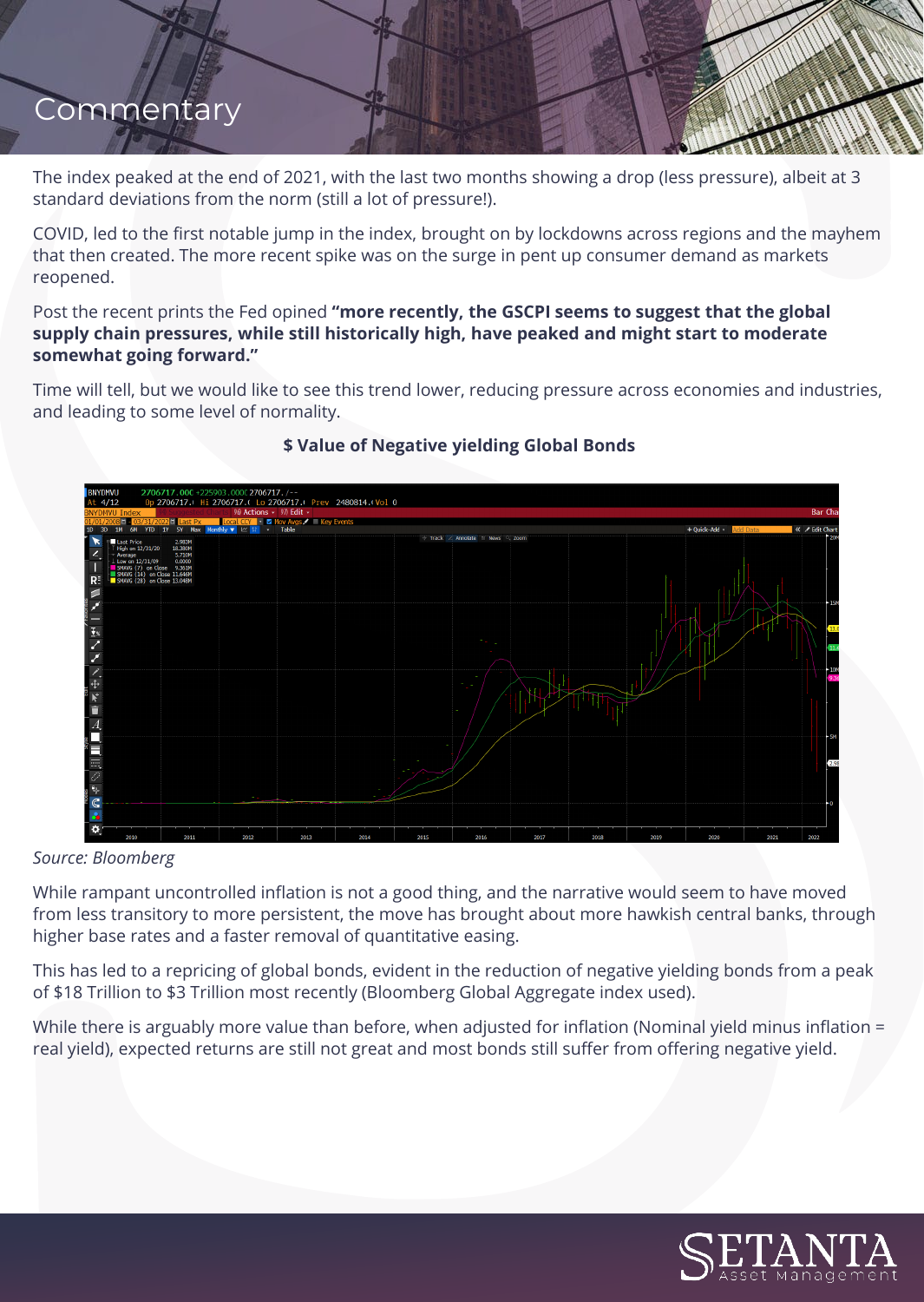# Commentary

The index peaked at the end of 2021, with the last two months showing a drop (less pressure), albeit at 3 standard deviations from the norm (still a lot of pressure!).

COVID, led to the first notable jump in the index, brought on by lockdowns across regions and the mayhem that then created. The more recent spike was on the surge in pent up consumer demand as markets reopened.

Post the recent prints the Fed opined **"more recently, the GSCPI seems to suggest that the global supply chain pressures, while still historically high, have peaked and might start to moderate somewhat going forward."**

Time will tell, but we would like to see this trend lower, reducing pressure across economies and industries, and leading to some level of normality.

**$ Value of Negative yielding Global Bonds**

*Source: Bloomberg*

While rampant uncontrolled inflation is not a good thing, and the narrative would seem to have moved from less transitory to more persistent, the move has brought about more hawkish central banks, through higher base rates and a faster removal of quantitative easing.

This has led to a repricing of global bonds, evident in the reduction of negative yielding bonds from a peak of $18 Trillion to $3 Trillion most recently (Bloomberg Global Aggregate index used).

While there is arguably more value than before, when adjusted for inflation (Nominal yield minus inflation = real yield), expected returns are still not great and most bonds still suffer from offering negative yield.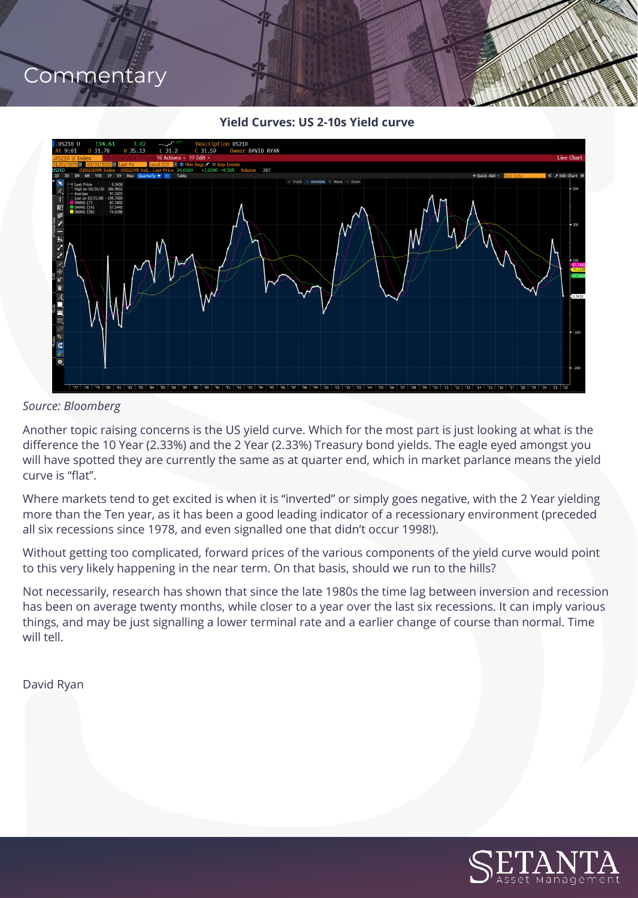# Commentary

**Yield Curves: US 2-10s Yield curve**

*Source: Bloomberg*

Another topic raising concerns is the US yield curve. Which for the most part is just looking at what is the difference the 10 Year (2.33%) and the 2 Year (2.33%) Treasury bond yields. The eagle eyed amongst you will have spotted they are currently the same as at quarter end, which in market parlance means the yield curve is "flat".

Where markets tend to get excited is when it is "inverted" or simply goes negative, with the 2 Year yielding more than the Ten year, as it has been a good leading indicator of a recessionary environment (preceded all six recessions since 1978, and even signalled one that didn't occur 1998!).

Without getting too complicated, forward prices of the various components of the yield curve would point to this very likely happening in the near term. On that basis, should we run to the hills?

Not necessarily, research has shown that since the late 1980s the time lag between inversion and recession has been on average twenty months, while closer to a year over the last six recessions. It can imply various things, and may be just signalling a lower terminal rate and a earlier change of course than normal. Time will tell.

David Ryan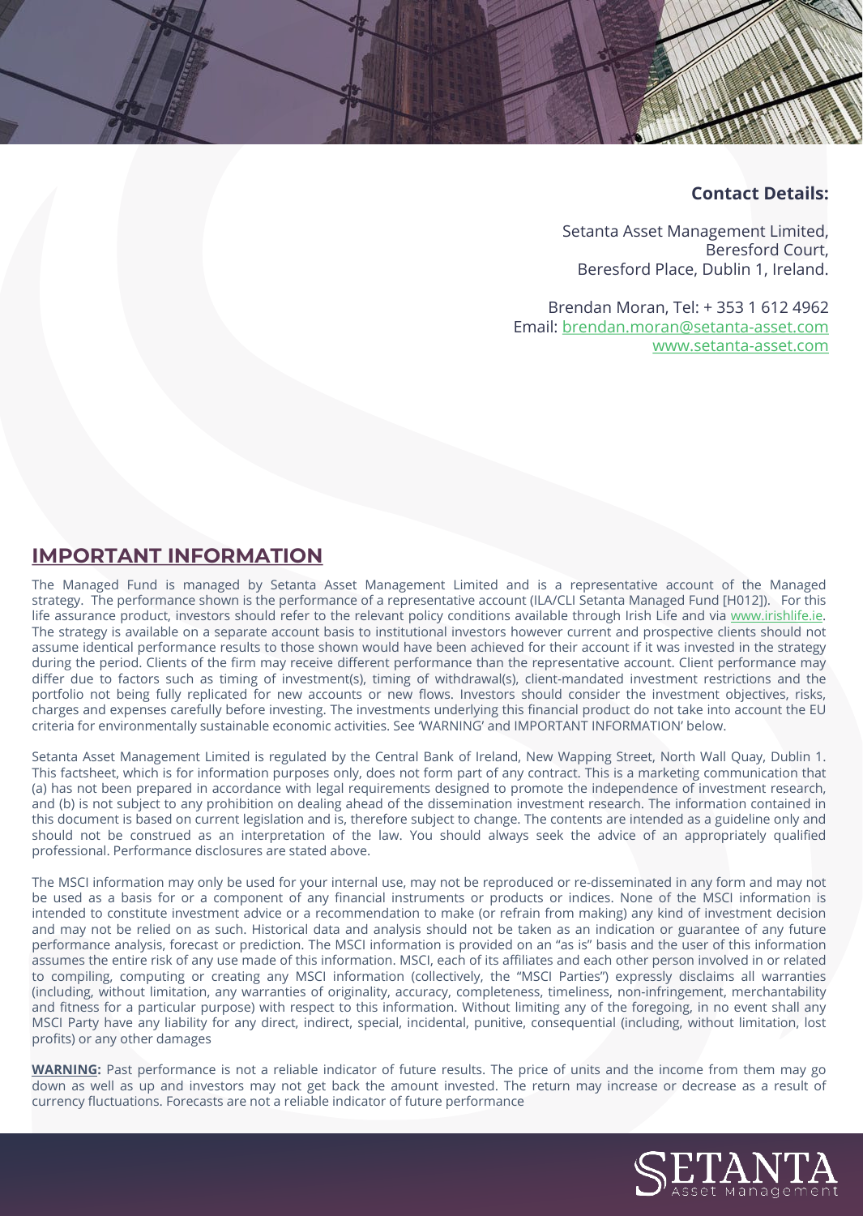**Contact Details:**

Setanta Asset Management Limited,
Beresford Court,
Beresford Place, Dublin 1, Ireland.

Brendan Moran, Tel: + 353 1 612 4962
Email: brendan.moran@setanta-asset.com
www.setanta-asset.com

## IMPORTANT INFORMATION

The Managed Fund is managed by Setanta Asset Management Limited and is a representative account of the Managed strategy. The performance shown is the performance of a representative account (ILA/CLI Setanta Managed Fund [H012]). For this life assurance product, investors should refer to the relevant policy conditions available through Irish Life and via www.irishlife.ie. The strategy is available on a separate account basis to institutional investors however current and prospective clients should not assume identical performance results to those shown would have been achieved for their account if it was invested in the strategy during the period. Clients of the firm may receive different performance than the representative account. Client performance may differ due to factors such as timing of investment(s), timing of withdrawal(s), client-mandated investment restrictions and the portfolio not being fully replicated for new accounts or new flows. Investors should consider the investment objectives, risks, charges and expenses carefully before investing. The investments underlying this financial product do not take into account the EU criteria for environmentally sustainable economic activities. See 'WARNING' and IMPORTANT INFORMATION' below.

Setanta Asset Management Limited is regulated by the Central Bank of Ireland, New Wapping Street, North Wall Quay, Dublin 1. This factsheet, which is for information purposes only, does not form part of any contract. This is a marketing communication that (a) has not been prepared in accordance with legal requirements designed to promote the independence of investment research, and (b) is not subject to any prohibition on dealing ahead of the dissemination investment research. The information contained in this document is based on current legislation and is, therefore subject to change. The contents are intended as a guideline only and should not be construed as an interpretation of the law. You should always seek the advice of an appropriately qualified professional. Performance disclosures are stated above.

The MSCI information may only be used for your internal use, may not be reproduced or re-disseminated in any form and may not be used as a basis for or a component of any financial instruments or products or indices. None of the MSCI information is intended to constitute investment advice or a recommendation to make (or refrain from making) any kind of investment decision and may not be relied on as such. Historical data and analysis should not be taken as an indication or guarantee of any future performance analysis, forecast or prediction. The MSCI information is provided on an "as is" basis and the user of this information assumes the entire risk of any use made of this information. MSCI, each of its affiliates and each other person involved in or related to compiling, computing or creating any MSCI information (collectively, the "MSCI Parties") expressly disclaims all warranties (including, without limitation, any warranties of originality, accuracy, completeness, timeliness, non-infringement, merchantability and fitness for a particular purpose) with respect to this information. Without limiting any of the foregoing, in no event shall any MSCI Party have any liability for any direct, indirect, special, incidental, punitive, consequential (including, without limitation, lost profits) or any other damages

**WARNING:** Past performance is not a reliable indicator of future results. The price of units and the income from them may go down as well as up and investors may not get back the amount invested. The return may increase or decrease as a result of currency fluctuations. Forecasts are not a reliable indicator of future performance

SETANTA
Asset Management